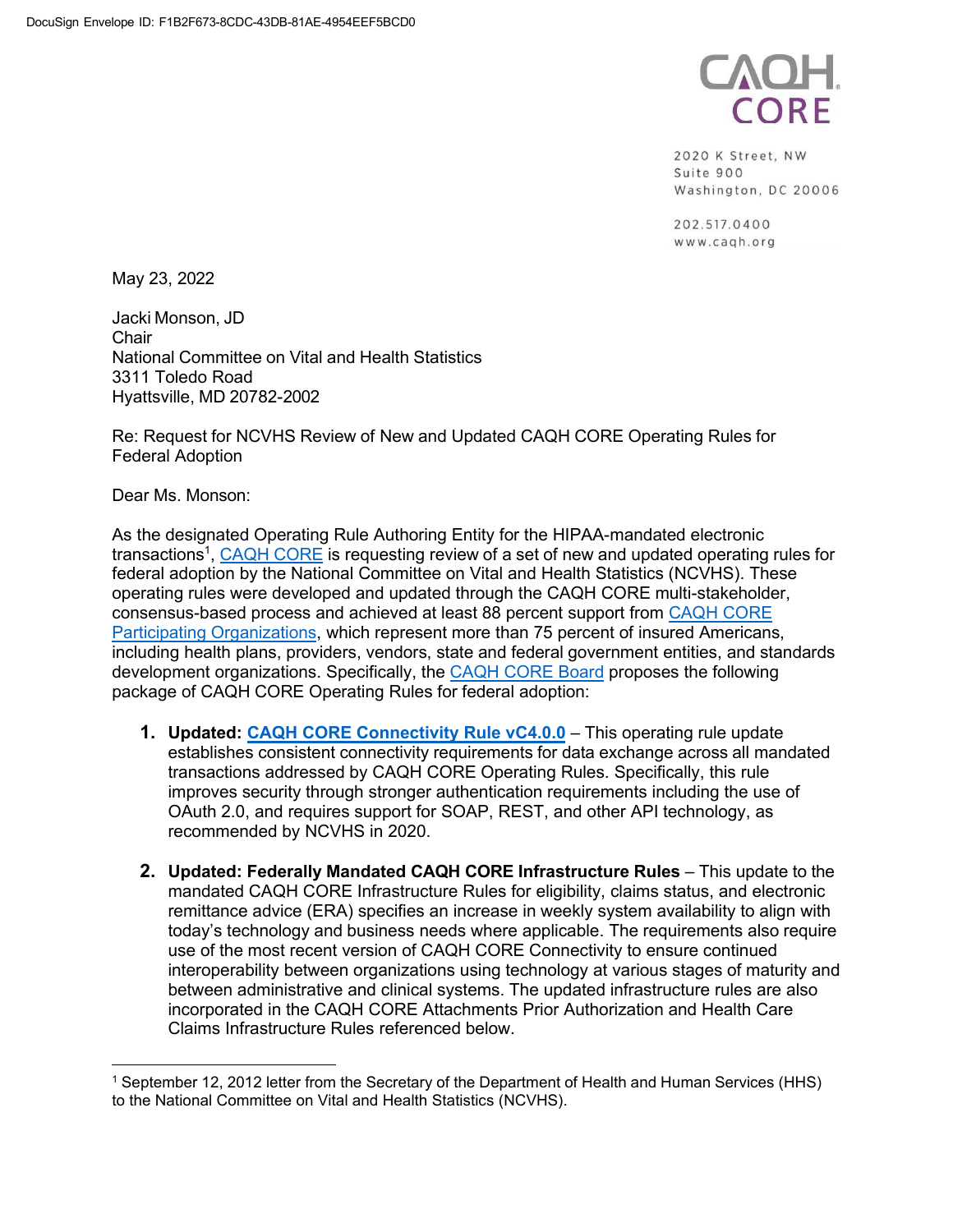DocuSign Envelope ID: F1B2F673-8CDC-43DB-81AE-4954EEF5BCD0

CAQH CORE

2020 K Street, NW
Suite 900
Washington, DC 20006

202.517.0400
www.caqh.org

May 23, 2022

Jacki Monson, JD
Chair
National Committee on Vital and Health Statistics
3311 Toledo Road
Hyattsville, MD 20782-2002

Re: Request for NCVHS Review of New and Updated CAQH CORE Operating Rules for Federal Adoption

Dear Ms. Monson:

As the designated Operating Rule Authoring Entity for the HIPAA-mandated electronic transactions[1], CAQH CORE is requesting review of a set of new and updated operating rules for federal adoption by the National Committee on Vital and Health Statistics (NCVHS). These operating rules were developed and updated through the CAQH CORE multi-stakeholder, consensus-based process and achieved at least 88 percent support from CAQH CORE Participating Organizations, which represent more than 75 percent of insured Americans, including health plans, providers, vendors, state and federal government entities, and standards development organizations. Specifically, the CAQH CORE Board proposes the following package of CAQH CORE Operating Rules for federal adoption:

1. **Updated: CAQH CORE Connectivity Rule vC4.0.0** – This operating rule update establishes consistent connectivity requirements for data exchange across all mandated transactions addressed by CAQH CORE Operating Rules. Specifically, this rule improves security through stronger authentication requirements including the use of OAuth 2.0, and requires support for SOAP, REST, and other API technology, as recommended by NCVHS in 2020.

2. **Updated: Federally Mandated CAQH CORE Infrastructure Rules** – This update to the mandated CAQH CORE Infrastructure Rules for eligibility, claims status, and electronic remittance advice (ERA) specifies an increase in weekly system availability to align with today's technology and business needs where applicable. The requirements also require use of the most recent version of CAQH CORE Connectivity to ensure continued interoperability between organizations using technology at various stages of maturity and between administrative and clinical systems. The updated infrastructure rules are also incorporated in the CAQH CORE Attachments Prior Authorization and Health Care Claims Infrastructure Rules referenced below.

[1] September 12, 2012 letter from the Secretary of the Department of Health and Human Services (HHS) to the National Committee on Vital and Health Statistics (NCVHS).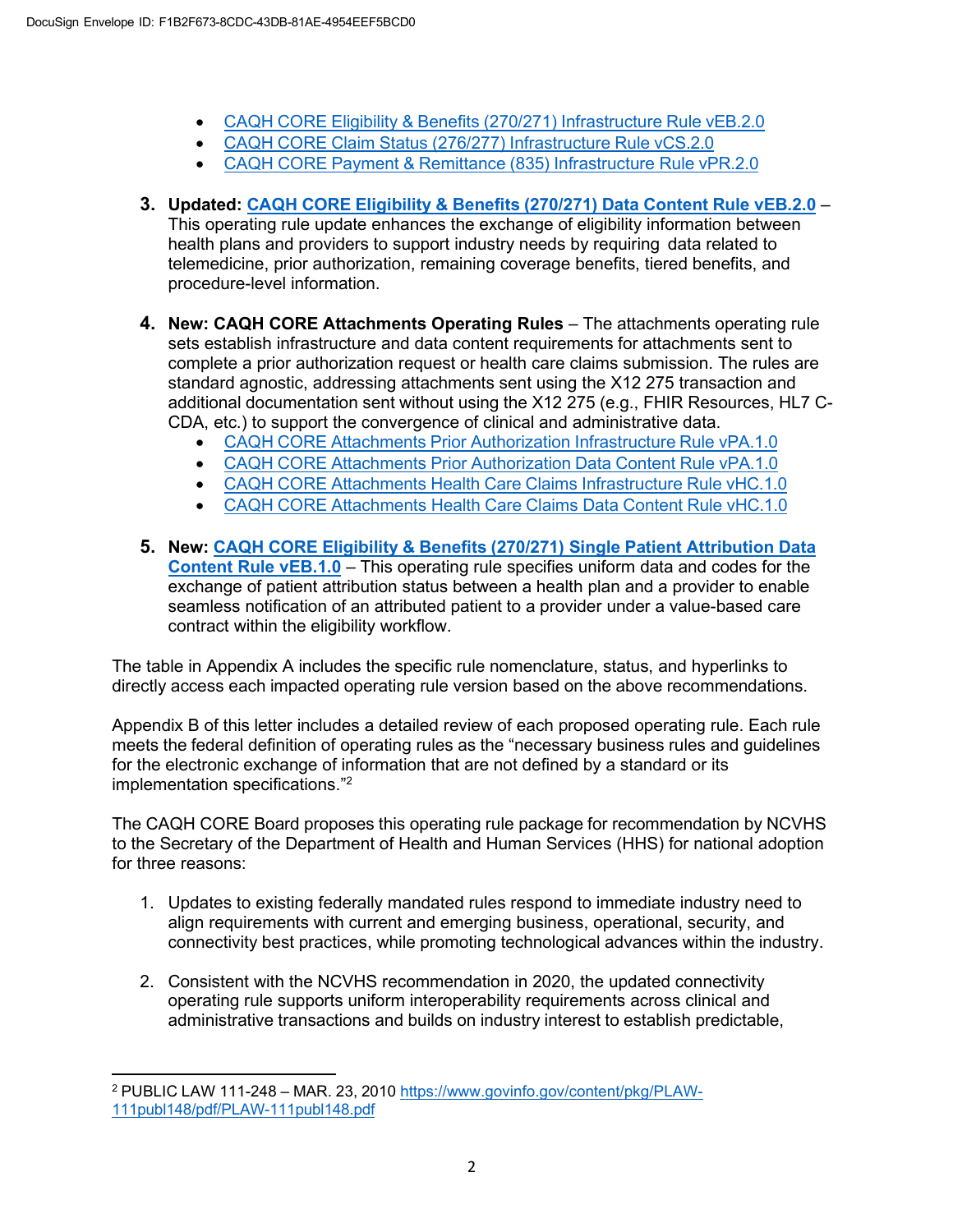- CAQH CORE Eligibility & Benefits (270/271) Infrastructure Rule vEB.2.0
- CAQH CORE Claim Status (276/277) Infrastructure Rule vCS.2.0
- CAQH CORE Payment & Remittance (835) Infrastructure Rule vPR.2.0

3. **Updated: CAQH CORE Eligibility & Benefits (270/271) Data Content Rule vEB.2.0** – This operating rule update enhances the exchange of eligibility information between health plans and providers to support industry needs by requiring data related to telemedicine, prior authorization, remaining coverage benefits, tiered benefits, and procedure-level information.

4. **New: CAQH CORE Attachments Operating Rules** – The attachments operating rule sets establish infrastructure and data content requirements for attachments sent to complete a prior authorization request or health care claims submission. The rules are standard agnostic, addressing attachments sent using the X12 275 transaction and additional documentation sent without using the X12 275 (e.g., FHIR Resources, HL7 C-CDA, etc.) to support the convergence of clinical and administrative data.
   - CAQH CORE Attachments Prior Authorization Infrastructure Rule vPA.1.0
   - CAQH CORE Attachments Prior Authorization Data Content Rule vPA.1.0
   - CAQH CORE Attachments Health Care Claims Infrastructure Rule vHC.1.0
   - CAQH CORE Attachments Health Care Claims Data Content Rule vHC.1.0

5. **New: CAQH CORE Eligibility & Benefits (270/271) Single Patient Attribution Data Content Rule vEB.1.0** – This operating rule specifies uniform data and codes for the exchange of patient attribution status between a health plan and a provider to enable seamless notification of an attributed patient to a provider under a value-based care contract within the eligibility workflow.

The table in Appendix A includes the specific rule nomenclature, status, and hyperlinks to directly access each impacted operating rule version based on the above recommendations.

Appendix B of this letter includes a detailed review of each proposed operating rule. Each rule meets the federal definition of operating rules as the "necessary business rules and guidelines for the electronic exchange of information that are not defined by a standard or its implementation specifications."[2]

The CAQH CORE Board proposes this operating rule package for recommendation by NCVHS to the Secretary of the Department of Health and Human Services (HHS) for national adoption for three reasons:

1. Updates to existing federally mandated rules respond to immediate industry need to align requirements with current and emerging business, operational, security, and connectivity best practices, while promoting technological advances within the industry.

2. Consistent with the NCVHS recommendation in 2020, the updated connectivity operating rule supports uniform interoperability requirements across clinical and administrative transactions and builds on industry interest to establish predictable,

[2] PUBLIC LAW 111-248 – MAR. 23, 2010 https://www.govinfo.gov/content/pkg/PLAW-111publ148/pdf/PLAW-111publ148.pdf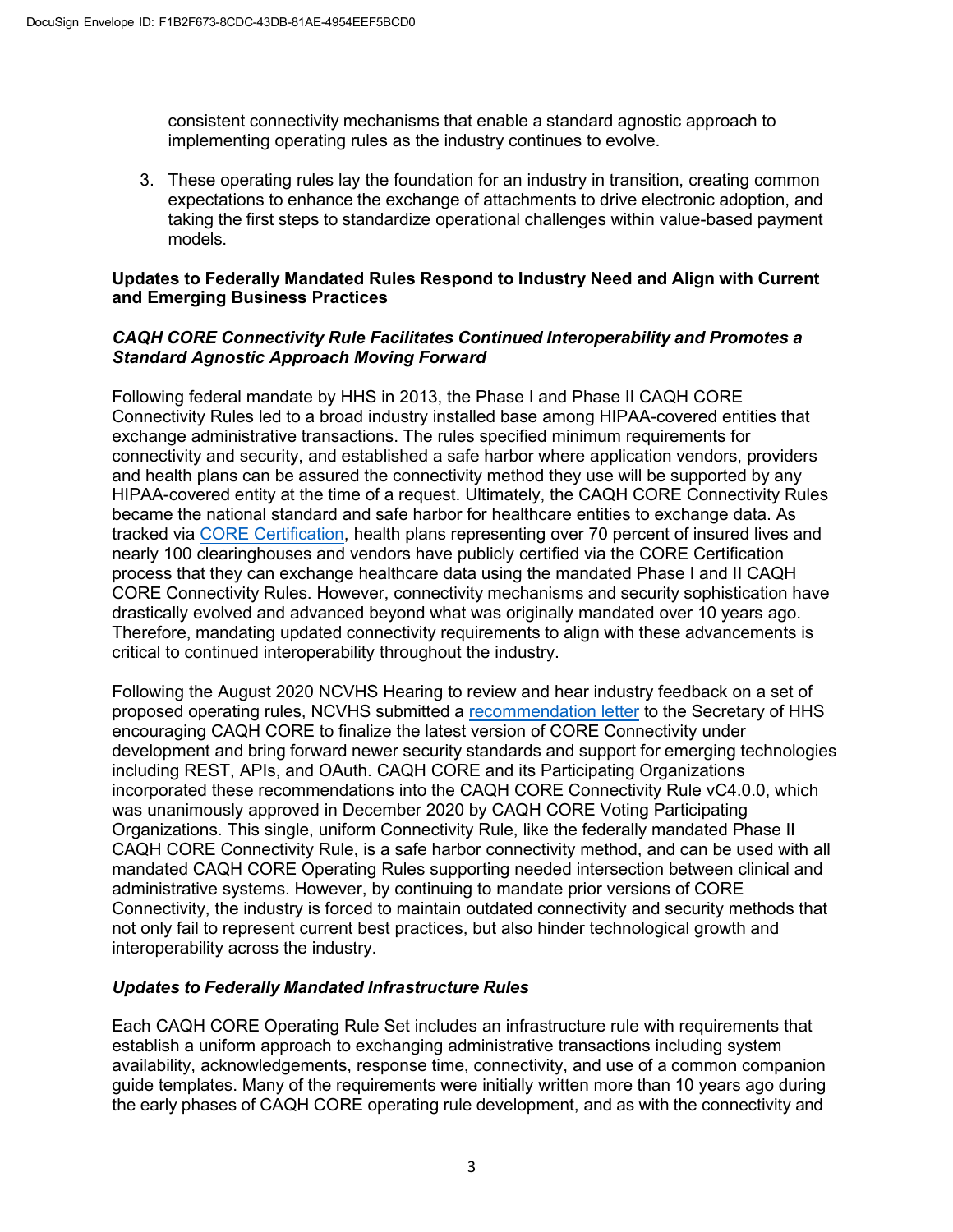consistent connectivity mechanisms that enable a standard agnostic approach to implementing operating rules as the industry continues to evolve.

3. These operating rules lay the foundation for an industry in transition, creating common expectations to enhance the exchange of attachments to drive electronic adoption, and taking the first steps to standardize operational challenges within value-based payment models.

**Updates to Federally Mandated Rules Respond to Industry Need and Align with Current and Emerging Business Practices**

***CAQH CORE Connectivity Rule Facilitates Continued Interoperability and Promotes a Standard Agnostic Approach Moving Forward***

Following federal mandate by HHS in 2013, the Phase I and Phase II CAQH CORE Connectivity Rules led to a broad industry installed base among HIPAA-covered entities that exchange administrative transactions. The rules specified minimum requirements for connectivity and security, and established a safe harbor where application vendors, providers and health plans can be assured the connectivity method they use will be supported by any HIPAA-covered entity at the time of a request. Ultimately, the CAQH CORE Connectivity Rules became the national standard and safe harbor for healthcare entities to exchange data. As tracked via CORE Certification, health plans representing over 70 percent of insured lives and nearly 100 clearinghouses and vendors have publicly certified via the CORE Certification process that they can exchange healthcare data using the mandated Phase I and II CAQH CORE Connectivity Rules. However, connectivity mechanisms and security sophistication have drastically evolved and advanced beyond what was originally mandated over 10 years ago. Therefore, mandating updated connectivity requirements to align with these advancements is critical to continued interoperability throughout the industry.

Following the August 2020 NCVHS Hearing to review and hear industry feedback on a set of proposed operating rules, NCVHS submitted a recommendation letter to the Secretary of HHS encouraging CAQH CORE to finalize the latest version of CORE Connectivity under development and bring forward newer security standards and support for emerging technologies including REST, APIs, and OAuth. CAQH CORE and its Participating Organizations incorporated these recommendations into the CAQH CORE Connectivity Rule vC4.0.0, which was unanimously approved in December 2020 by CAQH CORE Voting Participating Organizations. This single, uniform Connectivity Rule, like the federally mandated Phase II CAQH CORE Connectivity Rule, is a safe harbor connectivity method, and can be used with all mandated CAQH CORE Operating Rules supporting needed intersection between clinical and administrative systems. However, by continuing to mandate prior versions of CORE Connectivity, the industry is forced to maintain outdated connectivity and security methods that not only fail to represent current best practices, but also hinder technological growth and interoperability across the industry.

***Updates to Federally Mandated Infrastructure Rules***

Each CAQH CORE Operating Rule Set includes an infrastructure rule with requirements that establish a uniform approach to exchanging administrative transactions including system availability, acknowledgements, response time, connectivity, and use of a common companion guide templates. Many of the requirements were initially written more than 10 years ago during the early phases of CAQH CORE operating rule development, and as with the connectivity and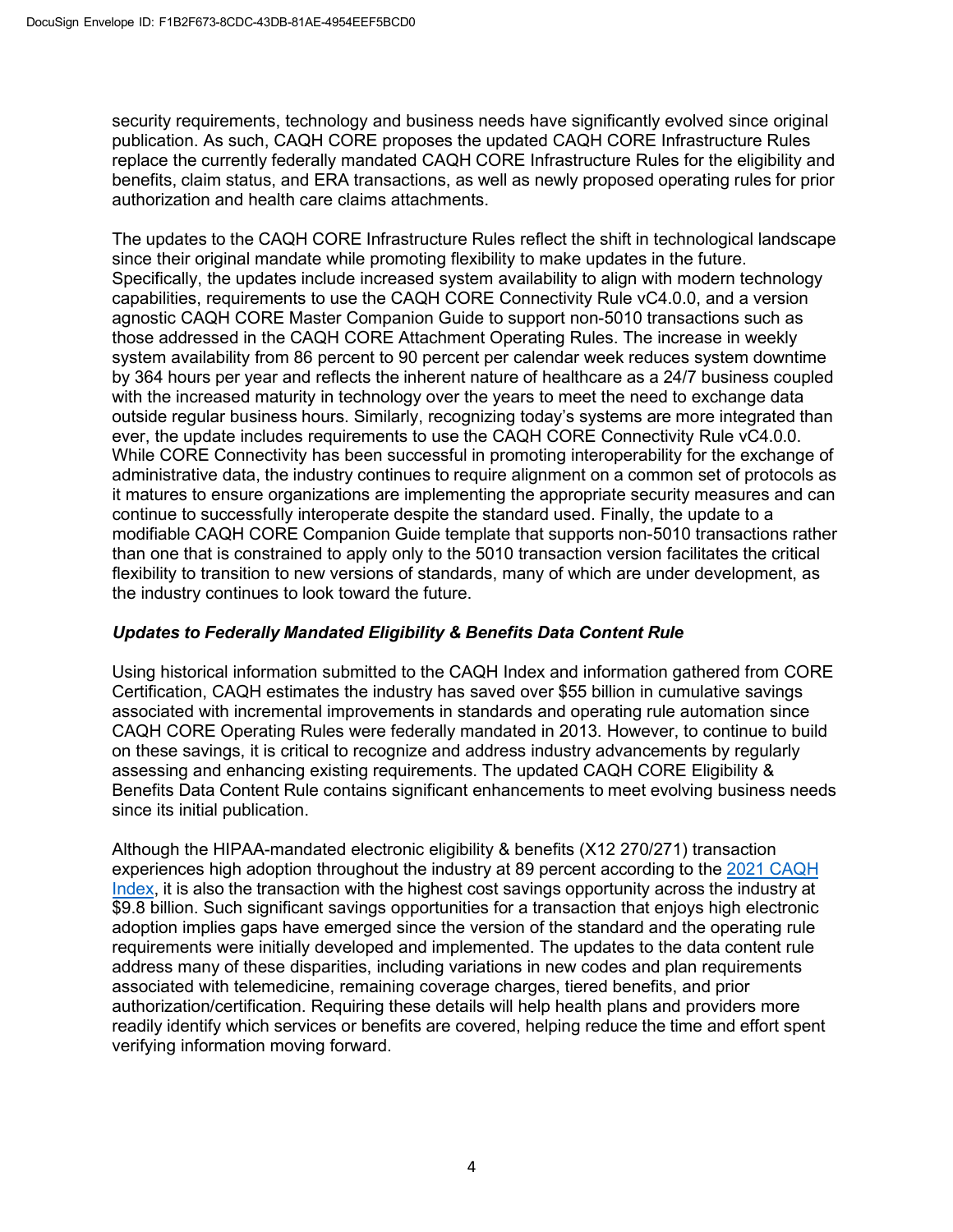security requirements, technology and business needs have significantly evolved since original publication. As such, CAQH CORE proposes the updated CAQH CORE Infrastructure Rules replace the currently federally mandated CAQH CORE Infrastructure Rules for the eligibility and benefits, claim status, and ERA transactions, as well as newly proposed operating rules for prior authorization and health care claims attachments.

The updates to the CAQH CORE Infrastructure Rules reflect the shift in technological landscape since their original mandate while promoting flexibility to make updates in the future. Specifically, the updates include increased system availability to align with modern technology capabilities, requirements to use the CAQH CORE Connectivity Rule vC4.0.0, and a version agnostic CAQH CORE Master Companion Guide to support non-5010 transactions such as those addressed in the CAQH CORE Attachment Operating Rules. The increase in weekly system availability from 86 percent to 90 percent per calendar week reduces system downtime by 364 hours per year and reflects the inherent nature of healthcare as a 24/7 business coupled with the increased maturity in technology over the years to meet the need to exchange data outside regular business hours. Similarly, recognizing today's systems are more integrated than ever, the update includes requirements to use the CAQH CORE Connectivity Rule vC4.0.0. While CORE Connectivity has been successful in promoting interoperability for the exchange of administrative data, the industry continues to require alignment on a common set of protocols as it matures to ensure organizations are implementing the appropriate security measures and can continue to successfully interoperate despite the standard used. Finally, the update to a modifiable CAQH CORE Companion Guide template that supports non-5010 transactions rather than one that is constrained to apply only to the 5010 transaction version facilitates the critical flexibility to transition to new versions of standards, many of which are under development, as the industry continues to look toward the future.

### *Updates to Federally Mandated Eligibility & Benefits Data Content Rule*

Using historical information submitted to the CAQH Index and information gathered from CORE Certification, CAQH estimates the industry has saved over $55 billion in cumulative savings associated with incremental improvements in standards and operating rule automation since CAQH CORE Operating Rules were federally mandated in 2013. However, to continue to build on these savings, it is critical to recognize and address industry advancements by regularly assessing and enhancing existing requirements. The updated CAQH CORE Eligibility & Benefits Data Content Rule contains significant enhancements to meet evolving business needs since its initial publication.

Although the HIPAA-mandated electronic eligibility & benefits (X12 270/271) transaction experiences high adoption throughout the industry at 89 percent according to the 2021 CAQH Index, it is also the transaction with the highest cost savings opportunity across the industry at $9.8 billion. Such significant savings opportunities for a transaction that enjoys high electronic adoption implies gaps have emerged since the version of the standard and the operating rule requirements were initially developed and implemented. The updates to the data content rule address many of these disparities, including variations in new codes and plan requirements associated with telemedicine, remaining coverage charges, tiered benefits, and prior authorization/certification. Requiring these details will help health plans and providers more readily identify which services or benefits are covered, helping reduce the time and effort spent verifying information moving forward.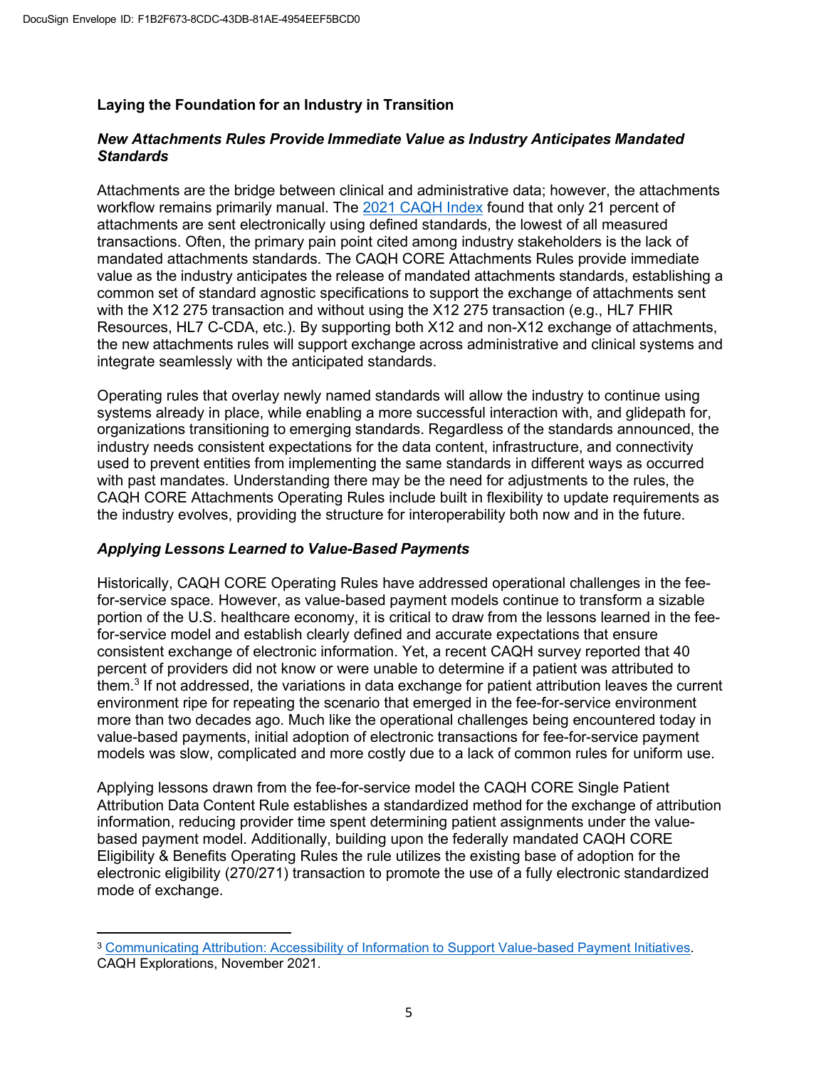## Laying the Foundation for an Industry in Transition

### *New Attachments Rules Provide Immediate Value as Industry Anticipates Mandated Standards*

Attachments are the bridge between clinical and administrative data; however, the attachments workflow remains primarily manual. The 2021 CAQH Index found that only 21 percent of attachments are sent electronically using defined standards, the lowest of all measured transactions. Often, the primary pain point cited among industry stakeholders is the lack of mandated attachments standards. The CAQH CORE Attachments Rules provide immediate value as the industry anticipates the release of mandated attachments standards, establishing a common set of standard agnostic specifications to support the exchange of attachments sent with the X12 275 transaction and without using the X12 275 transaction (e.g., HL7 FHIR Resources, HL7 C-CDA, etc.). By supporting both X12 and non-X12 exchange of attachments, the new attachments rules will support exchange across administrative and clinical systems and integrate seamlessly with the anticipated standards.

Operating rules that overlay newly named standards will allow the industry to continue using systems already in place, while enabling a more successful interaction with, and glidepath for, organizations transitioning to emerging standards. Regardless of the standards announced, the industry needs consistent expectations for the data content, infrastructure, and connectivity used to prevent entities from implementing the same standards in different ways as occurred with past mandates. Understanding there may be the need for adjustments to the rules, the CAQH CORE Attachments Operating Rules include built in flexibility to update requirements as the industry evolves, providing the structure for interoperability both now and in the future.

### *Applying Lessons Learned to Value-Based Payments*

Historically, CAQH CORE Operating Rules have addressed operational challenges in the fee-for-service space. However, as value-based payment models continue to transform a sizable portion of the U.S. healthcare economy, it is critical to draw from the lessons learned in the fee-for-service model and establish clearly defined and accurate expectations that ensure consistent exchange of electronic information. Yet, a recent CAQH survey reported that 40 percent of providers did not know or were unable to determine if a patient was attributed to them.[3] If not addressed, the variations in data exchange for patient attribution leaves the current environment ripe for repeating the scenario that emerged in the fee-for-service environment more than two decades ago. Much like the operational challenges being encountered today in value-based payments, initial adoption of electronic transactions for fee-for-service payment models was slow, complicated and more costly due to a lack of common rules for uniform use.

Applying lessons drawn from the fee-for-service model the CAQH CORE Single Patient Attribution Data Content Rule establishes a standardized method for the exchange of attribution information, reducing provider time spent determining patient assignments under the value-based payment model. Additionally, building upon the federally mandated CAQH CORE Eligibility & Benefits Operating Rules the rule utilizes the existing base of adoption for the electronic eligibility (270/271) transaction to promote the use of a fully electronic standardized mode of exchange.

---

[3] Communicating Attribution: Accessibility of Information to Support Value-based Payment Initiatives. CAQH Explorations, November 2021.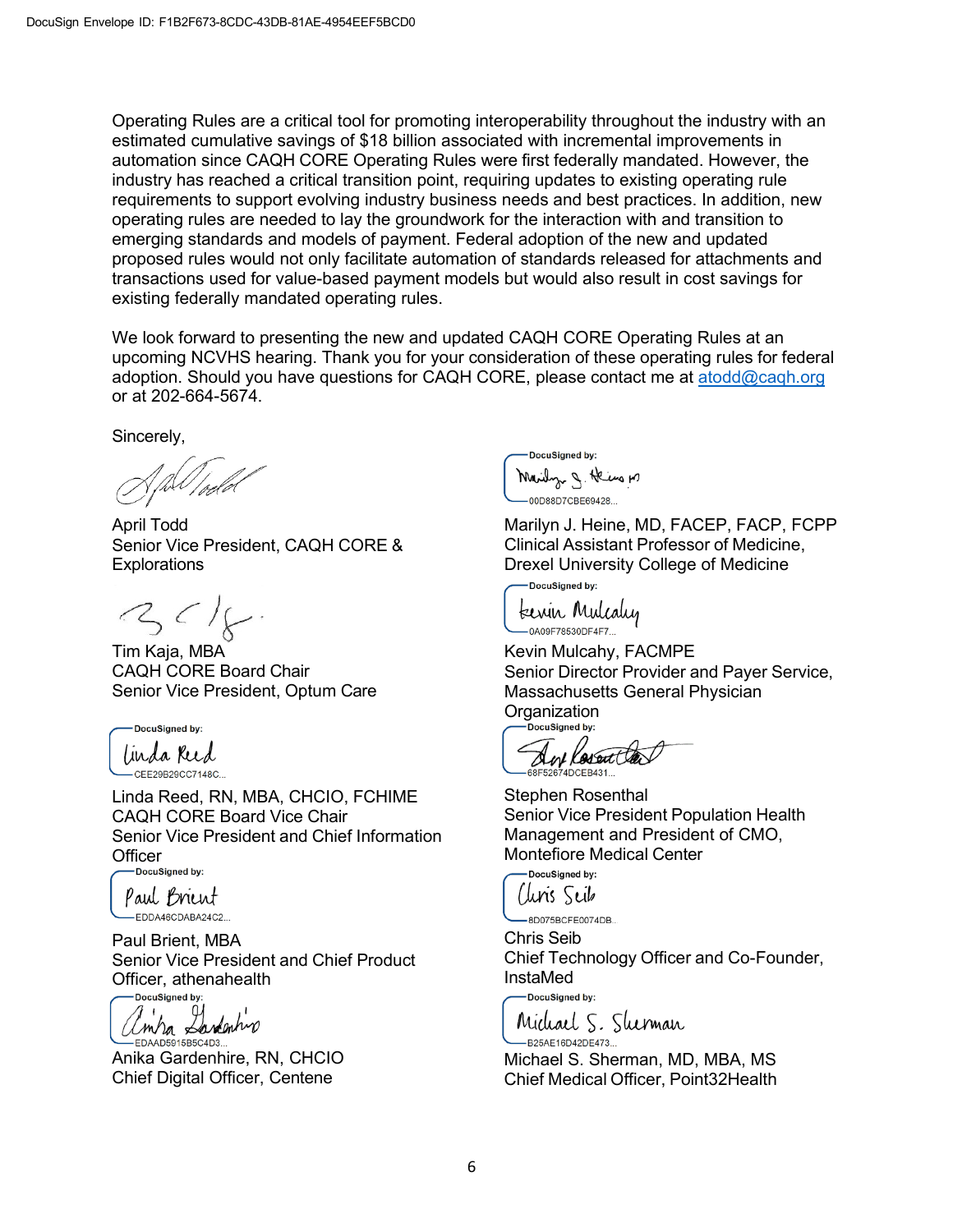Operating Rules are a critical tool for promoting interoperability throughout the industry with an estimated cumulative savings of $18 billion associated with incremental improvements in automation since CAQH CORE Operating Rules were first federally mandated. However, the industry has reached a critical transition point, requiring updates to existing operating rule requirements to support evolving industry business needs and best practices. In addition, new operating rules are needed to lay the groundwork for the interaction with and transition to emerging standards and models of payment. Federal adoption of the new and updated proposed rules would not only facilitate automation of standards released for attachments and transactions used for value-based payment models but would also result in cost savings for existing federally mandated operating rules.

We look forward to presenting the new and updated CAQH CORE Operating Rules at an upcoming NCVHS hearing. Thank you for your consideration of these operating rules for federal adoption. Should you have questions for CAQH CORE, please contact me at atodd@caqh.org or at 202-664-5674.

Sincerely,

April Todd
Senior Vice President, CAQH CORE & Explorations

Tim Kaja, MBA
CAQH CORE Board Chair
Senior Vice President, Optum Care

DocuSigned by: CEE29B29CC7148C...

Linda Reed, RN, MBA, CHCIO, FCHIME
CAQH CORE Board Vice Chair
Senior Vice President and Chief Information Officer

DocuSigned by: EDDA46CDABA24C2...

Paul Brient, MBA
Senior Vice President and Chief Product Officer, athenahealth

DocuSigned by: EDAAD5915B5C4D3...

Anika Gardenhire, RN, CHCIO
Chief Digital Officer, Centene

DocuSigned by: 00D88D7CBE69428...

Marilyn J. Heine, MD, FACEP, FACP, FCPP
Clinical Assistant Professor of Medicine, Drexel University College of Medicine

DocuSigned by: 0A09F78530DF4F7...

Kevin Mulcahy, FACMPE
Senior Director Provider and Payer Service, Massachusetts General Physician Organization

DocuSigned by: 68F52674DCEB431...

Stephen Rosenthal
Senior Vice President Population Health Management and President of CMO, Montefiore Medical Center

DocuSigned by: 8D075BCFE0074DB...

Chris Seib
Chief Technology Officer and Co-Founder, InstaMed

DocuSigned by: B25AE16D42DE473...

Michael S. Sherman, MD, MBA, MS
Chief Medical Officer, Point32Health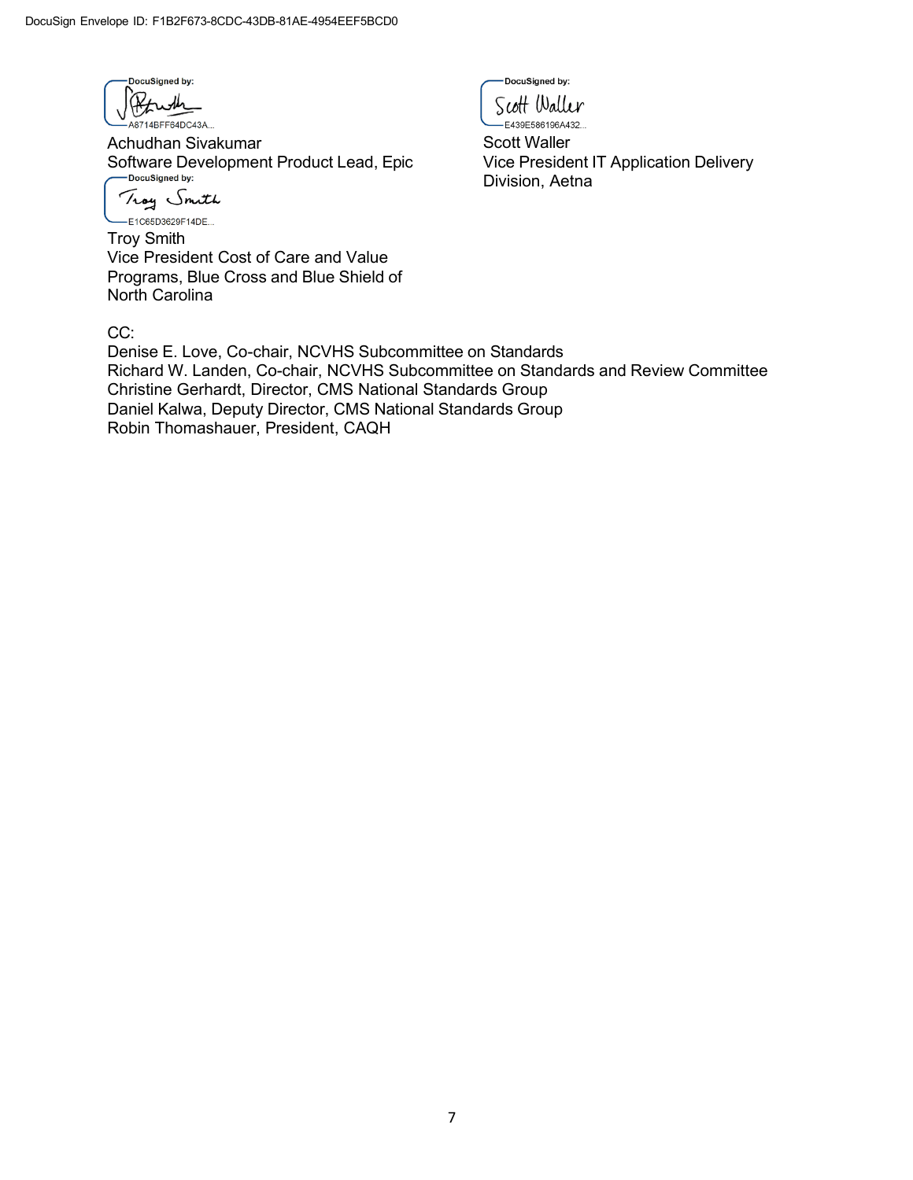DocuSign Envelope ID: F1B2F673-8CDC-43DB-81AE-4954EEF5BCD0

DocuSigned by:
A8714BFF64DC43A...

Achudhan Sivakumar
Software Development Product Lead, Epic

DocuSigned by:
E1C65D3629F14DE...

Troy Smith
Vice President Cost of Care and Value Programs, Blue Cross and Blue Shield of North Carolina

DocuSigned by:
E439E586196A432...

Scott Waller
Vice President IT Application Delivery Division, Aetna

CC:
Denise E. Love, Co-chair, NCVHS Subcommittee on Standards
Richard W. Landen, Co-chair, NCVHS Subcommittee on Standards and Review Committee
Christine Gerhardt, Director, CMS National Standards Group
Daniel Kalwa, Deputy Director, CMS National Standards Group
Robin Thomashauer, President, CAQH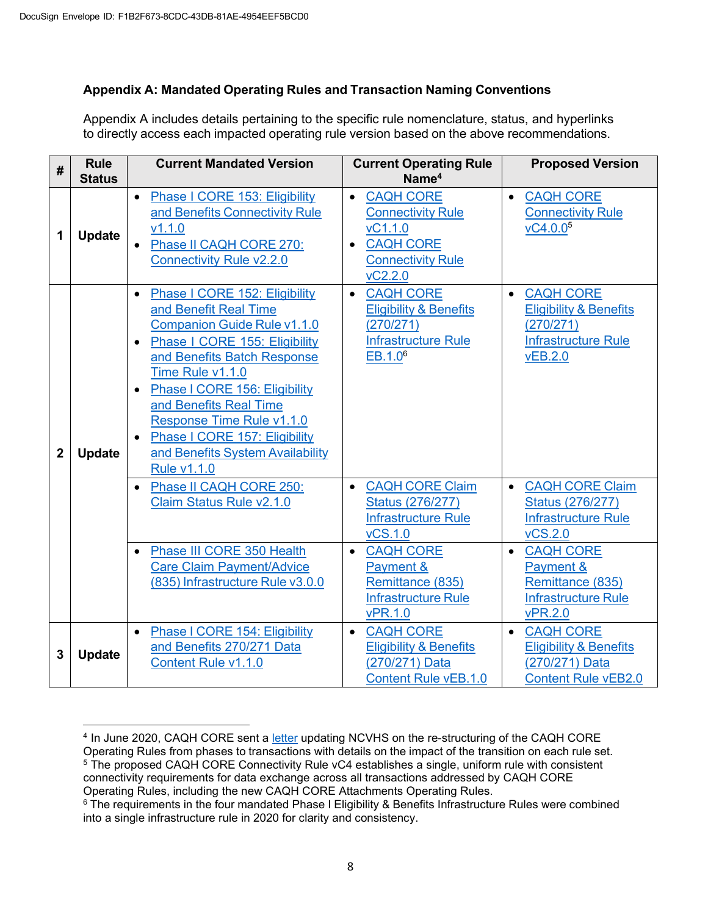DocuSign Envelope ID: F1B2F673-8CDC-43DB-81AE-4954EEF5BCD0

### Appendix A: Mandated Operating Rules and Transaction Naming Conventions

Appendix A includes details pertaining to the specific rule nomenclature, status, and hyperlinks to directly access each impacted operating rule version based on the above recommendations.

| # | Rule Status | Current Mandated Version | Current Operating Rule Name[4] | Proposed Version |
|---|---|---|---|---|
| 1 | Update | • Phase I CORE 153: Eligibility and Benefits Connectivity Rule v1.1.0<br>• Phase II CAQH CORE 270: Connectivity Rule v2.2.0 | • CAQH CORE Connectivity Rule vC1.1.0<br>• CAQH CORE Connectivity Rule vC2.2.0 | • CAQH CORE Connectivity Rule vC4.0.0[5] |
| 2 | Update | • Phase I CORE 152: Eligibility and Benefit Real Time Companion Guide Rule v1.1.0<br>• Phase I CORE 155: Eligibility and Benefits Batch Response Time Rule v1.1.0<br>• Phase I CORE 156: Eligibility and Benefits Real Time Response Time Rule v1.1.0<br>• Phase I CORE 157: Eligibility and Benefits System Availability Rule v1.1.0 | • CAQH CORE Eligibility & Benefits (270/271) Infrastructure Rule EB.1.0[6] | • CAQH CORE Eligibility & Benefits (270/271) Infrastructure Rule vEB.2.0 |
| | | • Phase II CAQH CORE 250: Claim Status Rule v2.1.0 | • CAQH CORE Claim Status (276/277) Infrastructure Rule vCS.1.0 | • CAQH CORE Claim Status (276/277) Infrastructure Rule vCS.2.0 |
| | | • Phase III CORE 350 Health Care Claim Payment/Advice (835) Infrastructure Rule v3.0.0 | • CAQH CORE Payment & Remittance (835) Infrastructure Rule vPR.1.0 | • CAQH CORE Payment & Remittance (835) Infrastructure Rule vPR.2.0 |
| 3 | Update | • Phase I CORE 154: Eligibility and Benefits 270/271 Data Content Rule v1.1.0 | • CAQH CORE Eligibility & Benefits (270/271) Data Content Rule vEB.1.0 | • CAQH CORE Eligibility & Benefits (270/271) Data Content Rule vEB2.0 |

---

[4] In June 2020, CAQH CORE sent a letter updating NCVHS on the re-structuring of the CAQH CORE Operating Rules from phases to transactions with details on the impact of the transition on each rule set.

[5] The proposed CAQH CORE Connectivity Rule vC4 establishes a single, uniform rule with consistent connectivity requirements for data exchange across all transactions addressed by CAQH CORE Operating Rules, including the new CAQH CORE Attachments Operating Rules.

[6] The requirements in the four mandated Phase I Eligibility & Benefits Infrastructure Rules were combined into a single infrastructure rule in 2020 for clarity and consistency.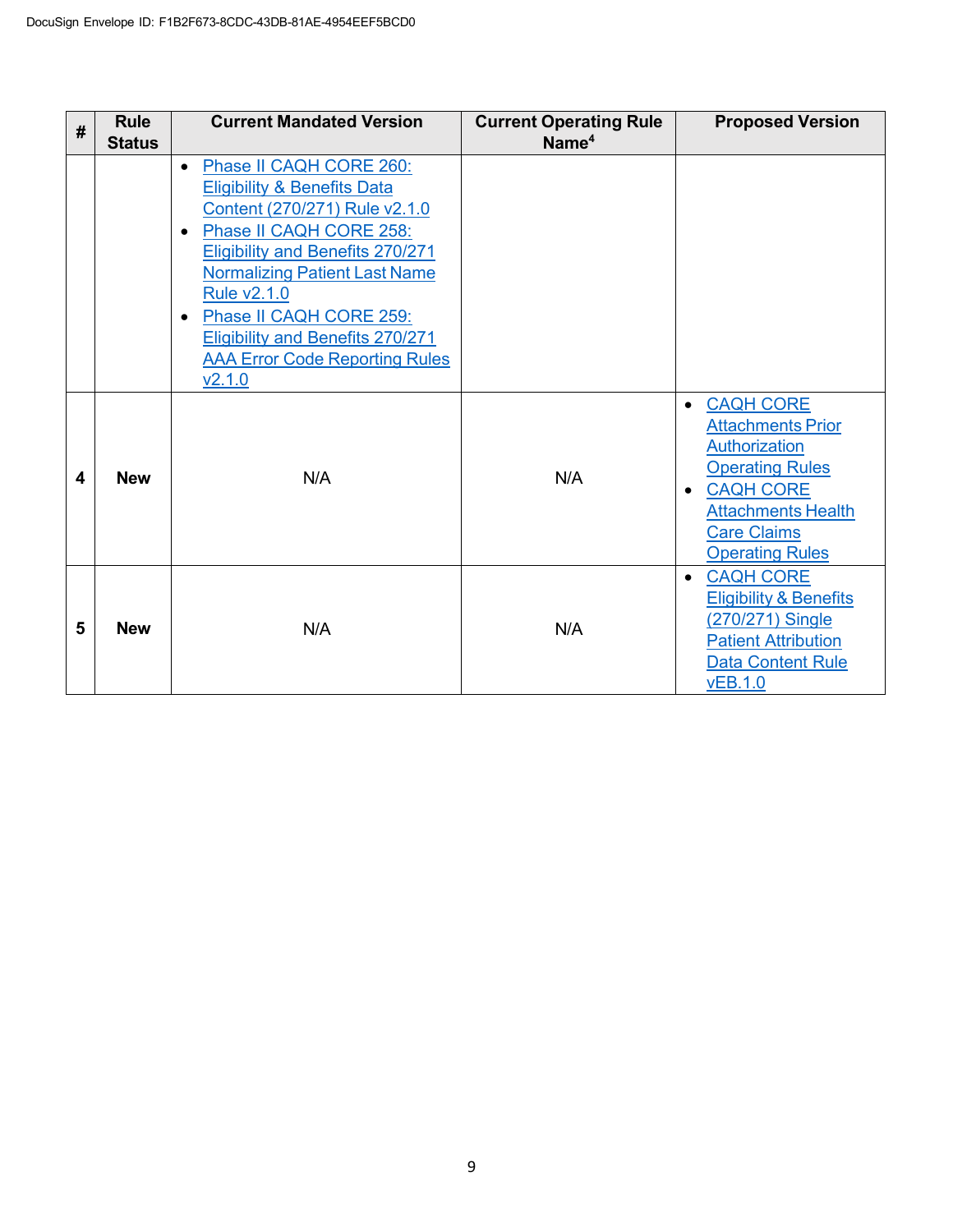| # | Rule Status | Current Mandated Version | Current Operating Rule Name[4] | Proposed Version |
|---|---|---|---|---|
| | | • Phase II CAQH CORE 260: Eligibility & Benefits Data Content (270/271) Rule v2.1.0<br>• Phase II CAQH CORE 258: Eligibility and Benefits 270/271 Normalizing Patient Last Name Rule v2.1.0<br>• Phase II CAQH CORE 259: Eligibility and Benefits 270/271 AAA Error Code Reporting Rules v2.1.0 | | |
| 4 | New | N/A | N/A | • CAQH CORE Attachments Prior Authorization Operating Rules<br>• CAQH CORE Attachments Health Care Claims Operating Rules |
| 5 | New | N/A | N/A | • CAQH CORE Eligibility & Benefits (270/271) Single Patient Attribution Data Content Rule vEB.1.0 |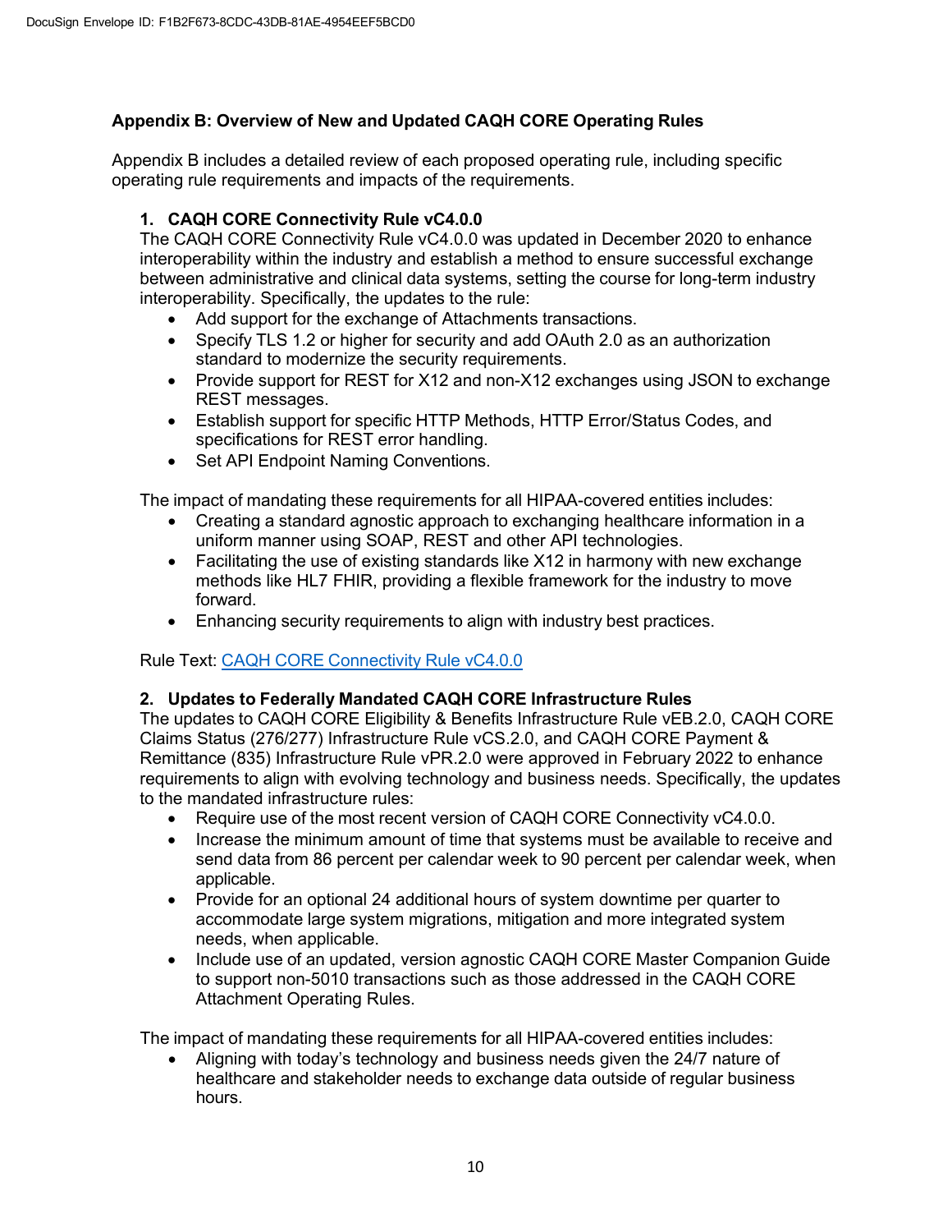## Appendix B: Overview of New and Updated CAQH CORE Operating Rules

Appendix B includes a detailed review of each proposed operating rule, including specific operating rule requirements and impacts of the requirements.

### 1. CAQH CORE Connectivity Rule vC4.0.0

The CAQH CORE Connectivity Rule vC4.0.0 was updated in December 2020 to enhance interoperability within the industry and establish a method to ensure successful exchange between administrative and clinical data systems, setting the course for long-term industry interoperability. Specifically, the updates to the rule:

- Add support for the exchange of Attachments transactions.
- Specify TLS 1.2 or higher for security and add OAuth 2.0 as an authorization standard to modernize the security requirements.
- Provide support for REST for X12 and non-X12 exchanges using JSON to exchange REST messages.
- Establish support for specific HTTP Methods, HTTP Error/Status Codes, and specifications for REST error handling.
- Set API Endpoint Naming Conventions.

The impact of mandating these requirements for all HIPAA-covered entities includes:

- Creating a standard agnostic approach to exchanging healthcare information in a uniform manner using SOAP, REST and other API technologies.
- Facilitating the use of existing standards like X12 in harmony with new exchange methods like HL7 FHIR, providing a flexible framework for the industry to move forward.
- Enhancing security requirements to align with industry best practices.

Rule Text: [CAQH CORE Connectivity Rule vC4.0.0]()

### 2. Updates to Federally Mandated CAQH CORE Infrastructure Rules

The updates to CAQH CORE Eligibility & Benefits Infrastructure Rule vEB.2.0, CAQH CORE Claims Status (276/277) Infrastructure Rule vCS.2.0, and CAQH CORE Payment & Remittance (835) Infrastructure Rule vPR.2.0 were approved in February 2022 to enhance requirements to align with evolving technology and business needs. Specifically, the updates to the mandated infrastructure rules:

- Require use of the most recent version of CAQH CORE Connectivity vC4.0.0.
- Increase the minimum amount of time that systems must be available to receive and send data from 86 percent per calendar week to 90 percent per calendar week, when applicable.
- Provide for an optional 24 additional hours of system downtime per quarter to accommodate large system migrations, mitigation and more integrated system needs, when applicable.
- Include use of an updated, version agnostic CAQH CORE Master Companion Guide to support non-5010 transactions such as those addressed in the CAQH CORE Attachment Operating Rules.

The impact of mandating these requirements for all HIPAA-covered entities includes:

- Aligning with today's technology and business needs given the 24/7 nature of healthcare and stakeholder needs to exchange data outside of regular business hours.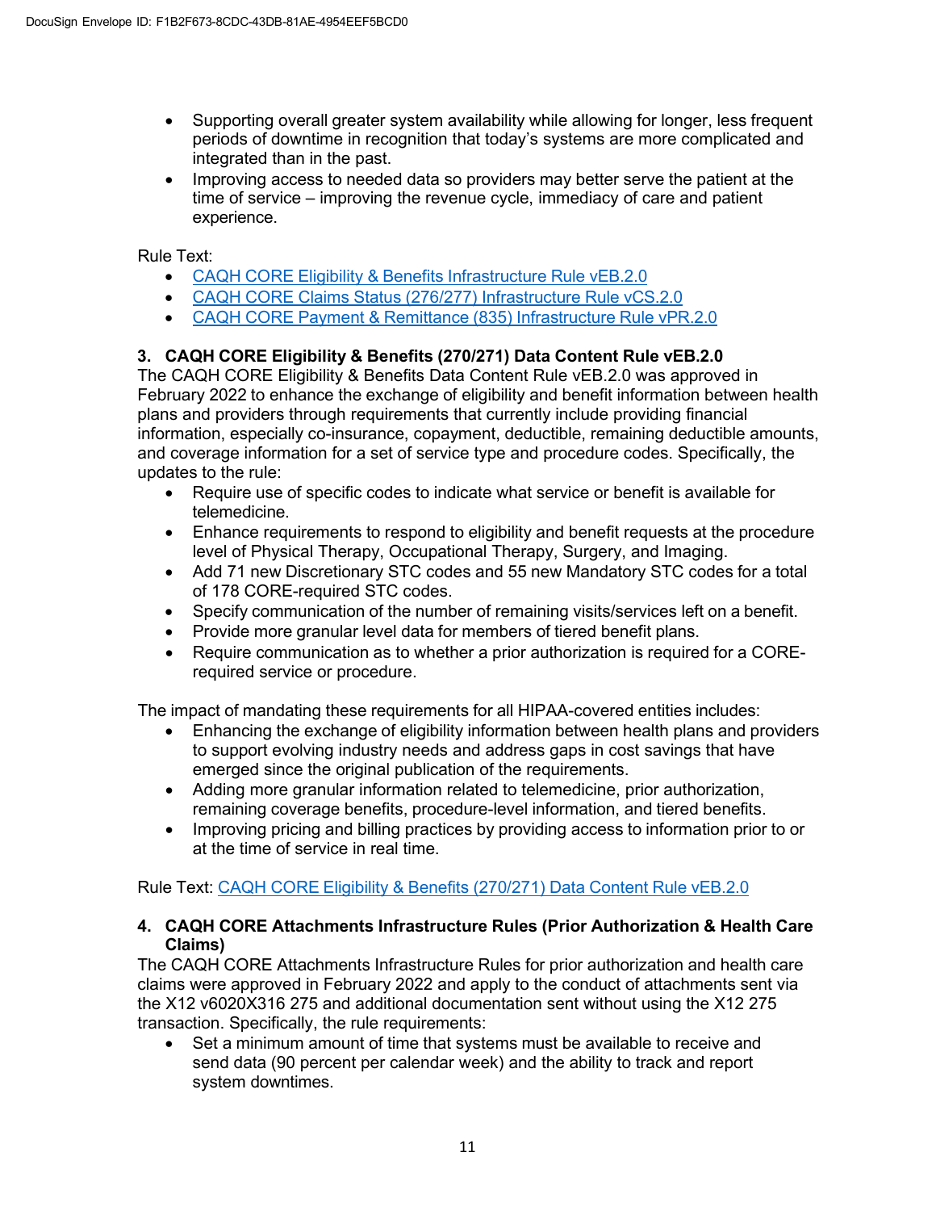- Supporting overall greater system availability while allowing for longer, less frequent periods of downtime in recognition that today's systems are more complicated and integrated than in the past.
- Improving access to needed data so providers may better serve the patient at the time of service – improving the revenue cycle, immediacy of care and patient experience.

Rule Text:

- CAQH CORE Eligibility & Benefits Infrastructure Rule vEB.2.0
- CAQH CORE Claims Status (276/277) Infrastructure Rule vCS.2.0
- CAQH CORE Payment & Remittance (835) Infrastructure Rule vPR.2.0

### 3. CAQH CORE Eligibility & Benefits (270/271) Data Content Rule vEB.2.0

The CAQH CORE Eligibility & Benefits Data Content Rule vEB.2.0 was approved in February 2022 to enhance the exchange of eligibility and benefit information between health plans and providers through requirements that currently include providing financial information, especially co-insurance, copayment, deductible, remaining deductible amounts, and coverage information for a set of service type and procedure codes. Specifically, the updates to the rule:

- Require use of specific codes to indicate what service or benefit is available for telemedicine.
- Enhance requirements to respond to eligibility and benefit requests at the procedure level of Physical Therapy, Occupational Therapy, Surgery, and Imaging.
- Add 71 new Discretionary STC codes and 55 new Mandatory STC codes for a total of 178 CORE-required STC codes.
- Specify communication of the number of remaining visits/services left on a benefit.
- Provide more granular level data for members of tiered benefit plans.
- Require communication as to whether a prior authorization is required for a CORE-required service or procedure.

The impact of mandating these requirements for all HIPAA-covered entities includes:

- Enhancing the exchange of eligibility information between health plans and providers to support evolving industry needs and address gaps in cost savings that have emerged since the original publication of the requirements.
- Adding more granular information related to telemedicine, prior authorization, remaining coverage benefits, procedure-level information, and tiered benefits.
- Improving pricing and billing practices by providing access to information prior to or at the time of service in real time.

Rule Text: CAQH CORE Eligibility & Benefits (270/271) Data Content Rule vEB.2.0

### 4. CAQH CORE Attachments Infrastructure Rules (Prior Authorization & Health Care Claims)

The CAQH CORE Attachments Infrastructure Rules for prior authorization and health care claims were approved in February 2022 and apply to the conduct of attachments sent via the X12 v6020X316 275 and additional documentation sent without using the X12 275 transaction. Specifically, the rule requirements:

- Set a minimum amount of time that systems must be available to receive and send data (90 percent per calendar week) and the ability to track and report system downtimes.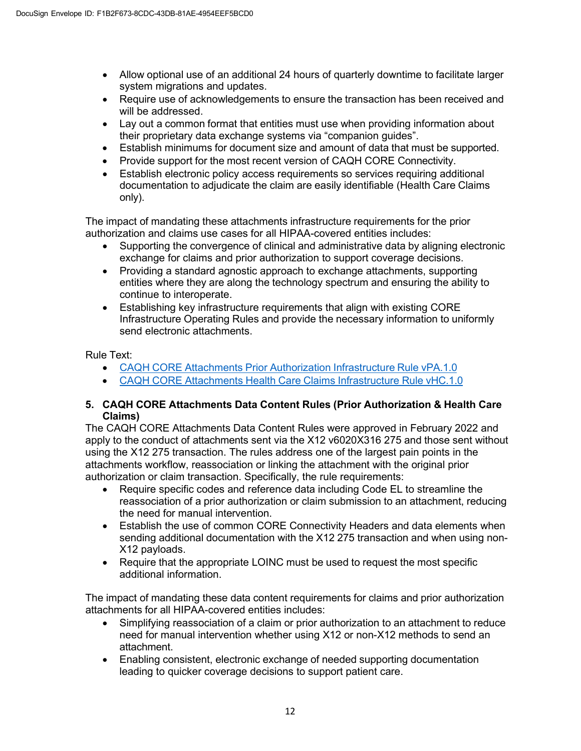- Allow optional use of an additional 24 hours of quarterly downtime to facilitate larger system migrations and updates.
- Require use of acknowledgements to ensure the transaction has been received and will be addressed.
- Lay out a common format that entities must use when providing information about their proprietary data exchange systems via "companion guides".
- Establish minimums for document size and amount of data that must be supported.
- Provide support for the most recent version of CAQH CORE Connectivity.
- Establish electronic policy access requirements so services requiring additional documentation to adjudicate the claim are easily identifiable (Health Care Claims only).

The impact of mandating these attachments infrastructure requirements for the prior authorization and claims use cases for all HIPAA-covered entities includes:

- Supporting the convergence of clinical and administrative data by aligning electronic exchange for claims and prior authorization to support coverage decisions.
- Providing a standard agnostic approach to exchange attachments, supporting entities where they are along the technology spectrum and ensuring the ability to continue to interoperate.
- Establishing key infrastructure requirements that align with existing CORE Infrastructure Operating Rules and provide the necessary information to uniformly send electronic attachments.

Rule Text:

- CAQH CORE Attachments Prior Authorization Infrastructure Rule vPA.1.0
- CAQH CORE Attachments Health Care Claims Infrastructure Rule vHC.1.0

**5. CAQH CORE Attachments Data Content Rules (Prior Authorization & Health Care Claims)**

The CAQH CORE Attachments Data Content Rules were approved in February 2022 and apply to the conduct of attachments sent via the X12 v6020X316 275 and those sent without using the X12 275 transaction. The rules address one of the largest pain points in the attachments workflow, reassociation or linking the attachment with the original prior authorization or claim transaction. Specifically, the rule requirements:

- Require specific codes and reference data including Code EL to streamline the reassociation of a prior authorization or claim submission to an attachment, reducing the need for manual intervention.
- Establish the use of common CORE Connectivity Headers and data elements when sending additional documentation with the X12 275 transaction and when using non-X12 payloads.
- Require that the appropriate LOINC must be used to request the most specific additional information.

The impact of mandating these data content requirements for claims and prior authorization attachments for all HIPAA-covered entities includes:

- Simplifying reassociation of a claim or prior authorization to an attachment to reduce need for manual intervention whether using X12 or non-X12 methods to send an attachment.
- Enabling consistent, electronic exchange of needed supporting documentation leading to quicker coverage decisions to support patient care.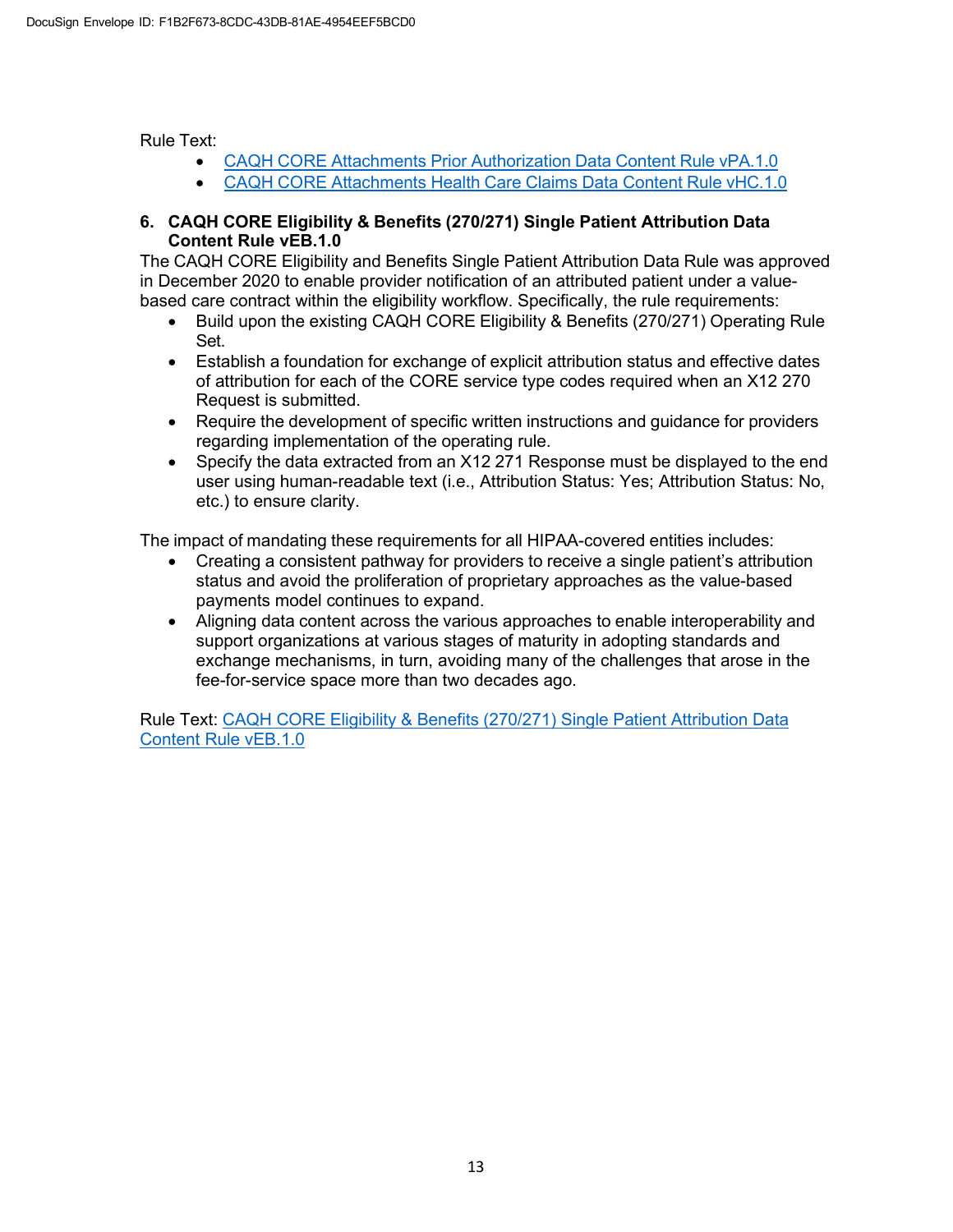Rule Text:

- CAQH CORE Attachments Prior Authorization Data Content Rule vPA.1.0
- CAQH CORE Attachments Health Care Claims Data Content Rule vHC.1.0

**6. CAQH CORE Eligibility & Benefits (270/271) Single Patient Attribution Data Content Rule vEB.1.0**

The CAQH CORE Eligibility and Benefits Single Patient Attribution Data Rule was approved in December 2020 to enable provider notification of an attributed patient under a value-based care contract within the eligibility workflow. Specifically, the rule requirements:

- Build upon the existing CAQH CORE Eligibility & Benefits (270/271) Operating Rule Set.
- Establish a foundation for exchange of explicit attribution status and effective dates of attribution for each of the CORE service type codes required when an X12 270 Request is submitted.
- Require the development of specific written instructions and guidance for providers regarding implementation of the operating rule.
- Specify the data extracted from an X12 271 Response must be displayed to the end user using human-readable text (i.e., Attribution Status: Yes; Attribution Status: No, etc.) to ensure clarity.

The impact of mandating these requirements for all HIPAA-covered entities includes:

- Creating a consistent pathway for providers to receive a single patient's attribution status and avoid the proliferation of proprietary approaches as the value-based payments model continues to expand.
- Aligning data content across the various approaches to enable interoperability and support organizations at various stages of maturity in adopting standards and exchange mechanisms, in turn, avoiding many of the challenges that arose in the fee-for-service space more than two decades ago.

Rule Text: CAQH CORE Eligibility & Benefits (270/271) Single Patient Attribution Data Content Rule vEB.1.0